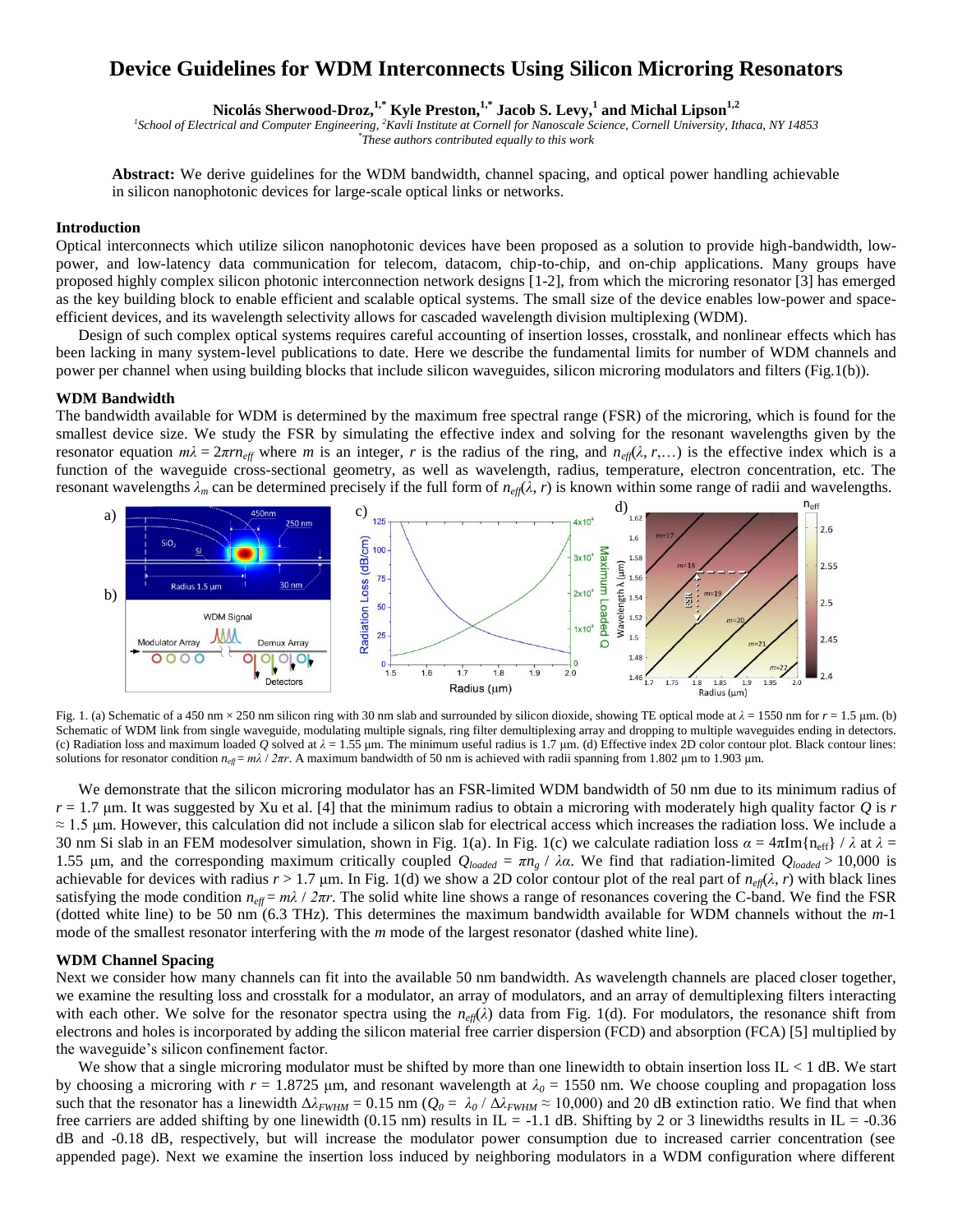# Device Guidelines for WDM Interconnects Using Silicon Microring Resonators

**Nicolás Sherwood-Droz,[1,*] Kyle Preston,[1,*] Jacob S. Levy,[1] and Michal Lipson[1,2]**

*[1]School of Electrical and Computer Engineering, [2]Kavli Institute at Cornell for Nanoscale Science, Cornell University, Ithaca, NY 14853*
*[*]These authors contributed equally to this work*

**Abstract:** We derive guidelines for the WDM bandwidth, channel spacing, and optical power handling achievable in silicon nanophotonic devices for large-scale optical links or networks.

## Introduction

Optical interconnects which utilize silicon nanophotonic devices have been proposed as a solution to provide high-bandwidth, low-power, and low-latency data communication for telecom, datacom, chip-to-chip, and on-chip applications. Many groups have proposed highly complex silicon photonic interconnection network designs [1-2], from which the microring resonator [3] has emerged as the key building block to enable efficient and scalable optical systems. The small size of the device enables low-power and space-efficient devices, and its wavelength selectivity allows for cascaded wavelength division multiplexing (WDM).

Design of such complex optical systems requires careful accounting of insertion losses, crosstalk, and nonlinear effects which has been lacking in many system-level publications to date. Here we describe the fundamental limits for number of WDM channels and power per channel when using building blocks that include silicon waveguides, silicon microring modulators and filters (Fig.1(b)).

## WDM Bandwidth

The bandwidth available for WDM is determined by the maximum free spectral range (FSR) of the microring, which is found for the smallest device size. We study the FSR by simulating the effective index and solving for the resonant wavelengths given by the resonator equation $m\lambda = 2\pi r n_{eff}$ where $m$ is an integer, $r$ is the radius of the ring, and $n_{eff}(\lambda, r,\ldots)$ is the effective index which is a function of the waveguide cross-sectional geometry, as well as wavelength, radius, temperature, electron concentration, etc. The resonant wavelengths $\lambda_m$ can be determined precisely if the full form of $n_{eff}(\lambda, r)$ is known within some range of radii and wavelengths.

Fig. 1. (a) Schematic of a 450 nm × 250 nm silicon ring with 30 nm slab and surrounded by silicon dioxide, showing TE optical mode at $\lambda$ = 1550 nm for $r$ = 1.5 µm. (b) Schematic of WDM link from single waveguide, modulating multiple signals, ring filter demultiplexing array and dropping to multiple waveguides ending in detectors. (c) Radiation loss and maximum loaded $Q$ solved at $\lambda$ = 1.55 µm. The minimum useful radius is 1.7 µm. (d) Effective index 2D color contour plot. Black contour lines: solutions for resonator condition $n_{eff} = m\lambda / 2\pi r$. A maximum bandwidth of 50 nm is achieved with radii spanning from 1.802 µm to 1.903 µm.

We demonstrate that the silicon microring modulator has an FSR-limited WDM bandwidth of 50 nm due to its minimum radius of $r$ = 1.7 µm. It was suggested by Xu et al. [4] that the minimum radius to obtain a microring with moderately high quality factor $Q$ is $r \approx 1.5$ µm. However, this calculation did not include a silicon slab for electrical access which increases the radiation loss. We include a 30 nm Si slab in an FEM modesolver simulation, shown in Fig. 1(a). In Fig. 1(c) we calculate radiation loss $\alpha = 4\pi \mathrm{Im}\{n_{eff}\} / \lambda$ at $\lambda$ = 1.55 µm, and the corresponding maximum critically coupled $Q_{loaded} = \pi n_g / \lambda\alpha$. We find that radiation-limited $Q_{loaded} > 10{,}000$ is achievable for devices with radius $r > 1.7$ µm. In Fig. 1(d) we show a 2D color contour plot of the real part of $n_{eff}(\lambda, r)$ with black lines satisfying the mode condition $n_{eff} = m\lambda / 2\pi r$. The solid white line shows a range of resonances covering the C-band. We find the FSR (dotted white line) to be 50 nm (6.3 THz). This determines the maximum bandwidth available for WDM channels without the $m$-1 mode of the smallest resonator interfering with the $m$ mode of the largest resonator (dashed white line).

## WDM Channel Spacing

Next we consider how many channels can fit into the available 50 nm bandwidth. As wavelength channels are placed closer together, we examine the resulting loss and crosstalk for a modulator, an array of modulators, and an array of demultiplexing filters interacting with each other. We solve for the resonator spectra using the $n_{eff}(\lambda)$ data from Fig. 1(d). For modulators, the resonance shift from electrons and holes is incorporated by adding the silicon material free carrier dispersion (FCD) and absorption (FCA) [5] multiplied by the waveguide's silicon confinement factor.

We show that a single microring modulator must be shifted by more than one linewidth to obtain insertion loss IL < 1 dB. We start by choosing a microring with $r$ = 1.8725 µm, and resonant wavelength at $\lambda_0$ = 1550 nm. We choose coupling and propagation loss such that the resonator has a linewidth $\Delta\lambda_{FWHM}$ = 0.15 nm ($Q_0 = \lambda_0 / \Delta\lambda_{FWHM} \approx 10{,}000$) and 20 dB extinction ratio. We find that when free carriers are added shifting by one linewidth (0.15 nm) results in IL = -1.1 dB. Shifting by 2 or 3 linewidths results in IL = -0.36 dB and -0.18 dB, respectively, but will increase the modulator power consumption due to increased carrier concentration (see appended page). Next we examine the insertion loss induced by neighboring modulators in a WDM configuration where different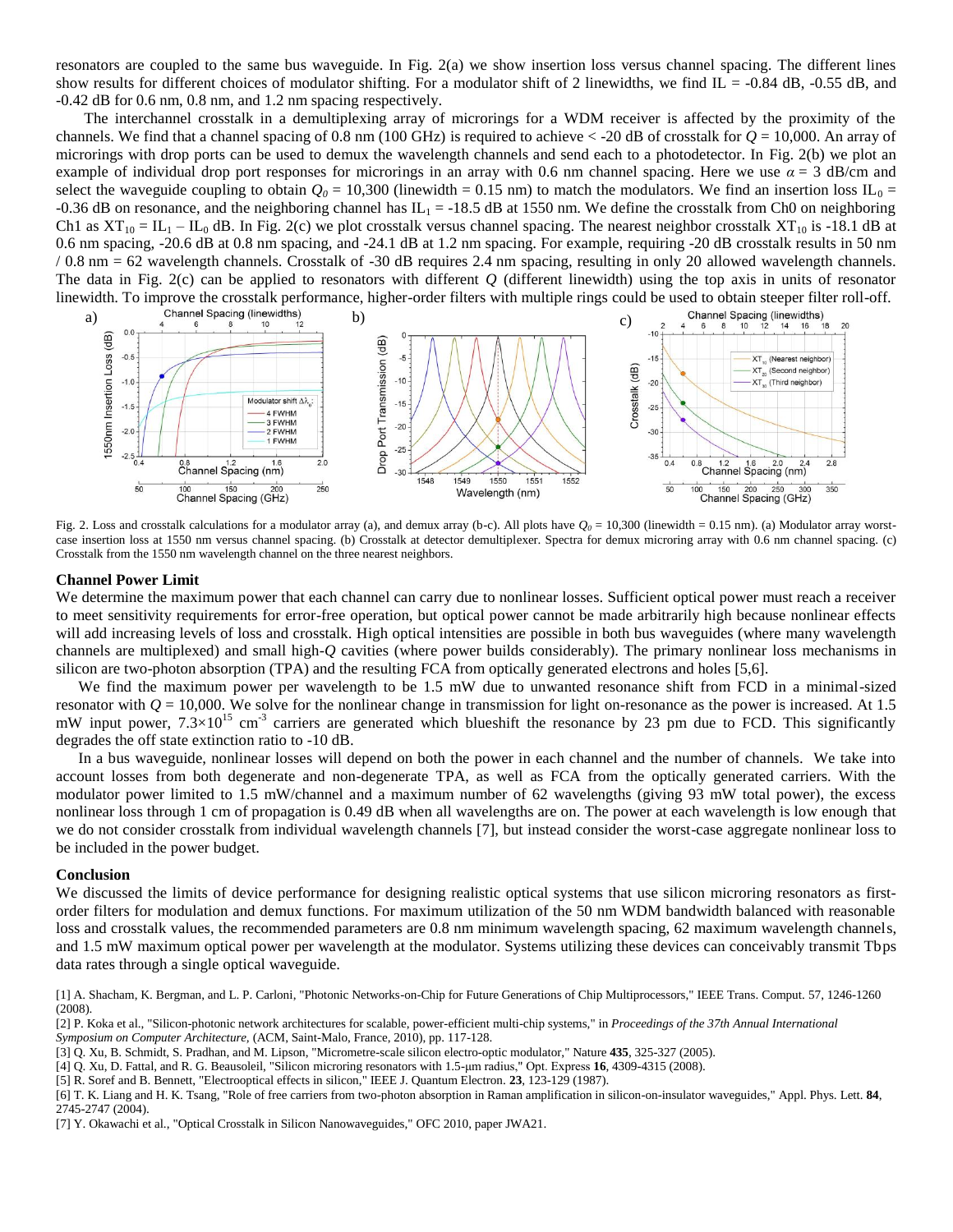resonators are coupled to the same bus waveguide. In Fig. 2(a) we show insertion loss versus channel spacing. The different lines show results for different choices of modulator shifting. For a modulator shift of 2 linewidths, we find IL = -0.84 dB, -0.55 dB, and -0.42 dB for 0.6 nm, 0.8 nm, and 1.2 nm spacing respectively.

The interchannel crosstalk in a demultiplexing array of microrings for a WDM receiver is affected by the proximity of the channels. We find that a channel spacing of 0.8 nm (100 GHz) is required to achieve < -20 dB of crosstalk for $Q$ = 10,000. An array of microrings with drop ports can be used to demux the wavelength channels and send each to a photodetector. In Fig. 2(b) we plot an example of individual drop port responses for microrings in an array with 0.6 nm channel spacing. Here we use $\alpha$ = 3 dB/cm and select the waveguide coupling to obtain $Q_0$ = 10,300 (linewidth = 0.15 nm) to match the modulators. We find an insertion loss $IL_0$ = -0.36 dB on resonance, and the neighboring channel has $IL_1$ = -18.5 dB at 1550 nm. We define the crosstalk from Ch0 on neighboring Ch1 as $XT_{10} = IL_1 - IL_0$ dB. In Fig. 2(c) we plot crosstalk versus channel spacing. The nearest neighbor crosstalk $XT_{10}$ is -18.1 dB at 0.6 nm spacing, -20.6 dB at 0.8 nm spacing, and -24.1 dB at 1.2 nm spacing. For example, requiring -20 dB crosstalk results in 50 nm / 0.8 nm = 62 wavelength channels. Crosstalk of -30 dB requires 2.4 nm spacing, resulting in only 20 allowed wavelength channels. The data in Fig. 2(c) can be applied to resonators with different $Q$ (different linewidth) using the top axis in units of resonator linewidth. To improve the crosstalk performance, higher-order filters with multiple rings could be used to obtain steeper filter roll-off.

Fig. 2. Loss and crosstalk calculations for a modulator array (a), and demux array (b-c). All plots have $Q_0$ = 10,300 (linewidth = 0.15 nm). (a) Modulator array worst-case insertion loss at 1550 nm versus channel spacing. (b) Crosstalk at detector demultiplexer. Spectra for demux microring array with 0.6 nm channel spacing. (c) Crosstalk from the 1550 nm wavelength channel on the three nearest neighbors.

### Channel Power Limit

We determine the maximum power that each channel can carry due to nonlinear losses. Sufficient optical power must reach a receiver to meet sensitivity requirements for error-free operation, but optical power cannot be made arbitrarily high because nonlinear effects will add increasing levels of loss and crosstalk. High optical intensities are possible in both bus waveguides (where many wavelength channels are multiplexed) and small high-$Q$ cavities (where power builds considerably). The primary nonlinear loss mechanisms in silicon are two-photon absorption (TPA) and the resulting FCA from optically generated electrons and holes [5,6].

We find the maximum power per wavelength to be 1.5 mW due to unwanted resonance shift from FCD in a minimal-sized resonator with $Q$ = 10,000. We solve for the nonlinear change in transmission for light on-resonance as the power is increased. At 1.5 mW input power, $7.3\times10^{15}$ $cm^{-3}$ carriers are generated which blueshift the resonance by 23 pm due to FCD. This significantly degrades the off state extinction ratio to -10 dB.

In a bus waveguide, nonlinear losses will depend on both the power in each channel and the number of channels. We take into account losses from both degenerate and non-degenerate TPA, as well as FCA from the optically generated carriers. With the modulator power limited to 1.5 mW/channel and a maximum number of 62 wavelengths (giving 93 mW total power), the excess nonlinear loss through 1 cm of propagation is 0.49 dB when all wavelengths are on. The power at each wavelength is low enough that we do not consider crosstalk from individual wavelength channels [7], but instead consider the worst-case aggregate nonlinear loss to be included in the power budget.

### Conclusion

We discussed the limits of device performance for designing realistic optical systems that use silicon microring resonators as first-order filters for modulation and demux functions. For maximum utilization of the 50 nm WDM bandwidth balanced with reasonable loss and crosstalk values, the recommended parameters are 0.8 nm minimum wavelength spacing, 62 maximum wavelength channels, and 1.5 mW maximum optical power per wavelength at the modulator. Systems utilizing these devices can conceivably transmit Tbps data rates through a single optical waveguide.

[1] A. Shacham, K. Bergman, and L. P. Carloni, "Photonic Networks-on-Chip for Future Generations of Chip Multiprocessors," IEEE Trans. Comput. 57, 1246-1260 (2008).

[2] P. Koka et al., "Silicon-photonic network architectures for scalable, power-efficient multi-chip systems," in *Proceedings of the 37th Annual International Symposium on Computer Architecture*, (ACM, Saint-Malo, France, 2010), pp. 117-128.

[3] Q. Xu, B. Schmidt, S. Pradhan, and M. Lipson, "Micrometre-scale silicon electro-optic modulator," Nature **435**, 325-327 (2005).

[4] Q. Xu, D. Fattal, and R. G. Beausoleil, "Silicon microring resonators with 1.5-μm radius," Opt. Express **16**, 4309-4315 (2008).

[5] R. Soref and B. Bennett, "Electrooptical effects in silicon," IEEE J. Quantum Electron. **23**, 123-129 (1987).

[6] T. K. Liang and H. K. Tsang, "Role of free carriers from two-photon absorption in Raman amplification in silicon-on-insulator waveguides," Appl. Phys. Lett. **84**, 2745-2747 (2004).

[7] Y. Okawachi et al., "Optical Crosstalk in Silicon Nanowaveguides," OFC 2010, paper JWA21.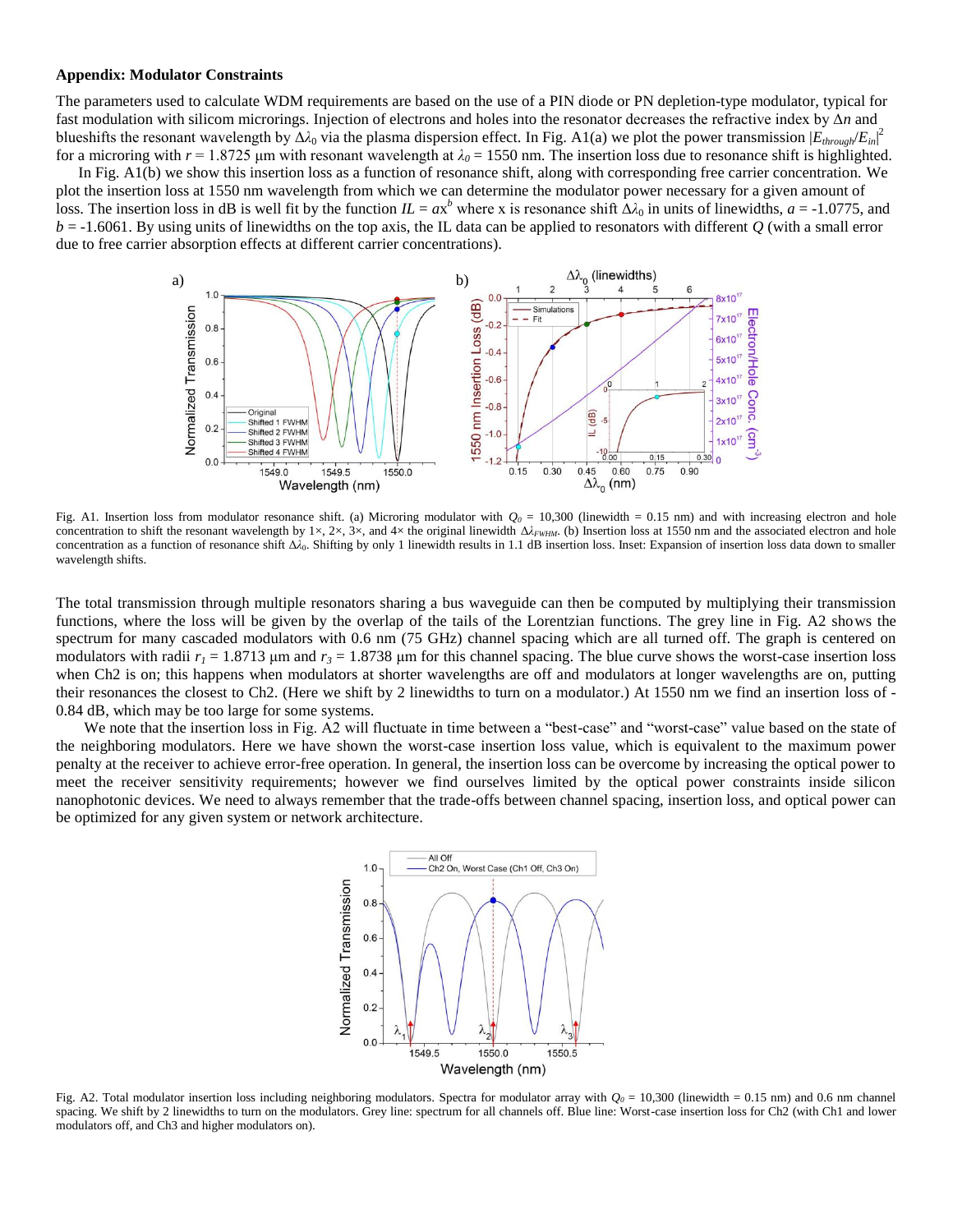### Appendix: Modulator Constraints

The parameters used to calculate WDM requirements are based on the use of a PIN diode or PN depletion-type modulator, typical for fast modulation with silicon microrings. Injection of electrons and holes into the resonator decreases the refractive index by $\Delta n$ and blueshifts the resonant wavelength by $\Delta\lambda_0$ via the plasma dispersion effect. In Fig. A1(a) we plot the power transmission $|E_{through}/E_{in}|^2$ for a microring with $r = 1.8725$ μm with resonant wavelength at $\lambda_0 = 1550$ nm. The insertion loss due to resonance shift is highlighted.

In Fig. A1(b) we show this insertion loss as a function of resonance shift, along with corresponding free carrier concentration. We plot the insertion loss at 1550 nm wavelength from which we can determine the modulator power necessary for a given amount of loss. The insertion loss in dB is well fit by the function $IL = ax^b$ where x is resonance shift $\Delta\lambda_0$ in units of linewidths, $a = -1.0775$, and $b = -1.6061$. By using units of linewidths on the top axis, the IL data can be applied to resonators with different $Q$ (with a small error due to free carrier absorption effects at different carrier concentrations).

a)
Normalized Transmission
1.0
0.8
0.6
0.4
0.2
0.0
1549.0 1549.5 1550.0
Wavelength (nm)
Original
Shifted 1 FWHM
Shifted 2 FWHM
Shifted 3 FWHM
Shifted 4 FWHM

b)
$\Delta\lambda_0$ (linewidths)
1 2 3 4 5 6
1550 nm Insertion Loss (dB)
0.0
-0.2
-0.4
-0.6
-0.8
-1.0
-1.2
Simulations
Fit
0.15 0.30 0.45 0.60 0.75 0.90
$\Delta\lambda_0$ (nm)
Electron/Hole Conc. (cm$^{-3}$)
8x10$^{17}$
7x10$^{17}$
6x10$^{17}$
5x10$^{17}$
4x10$^{17}$
3x10$^{17}$
2x10$^{17}$
1x10$^{17}$
0
Inset: 0 1 2; IL (dB); 0, -5, -10; 0.00 0.15 0.30

Fig. A1. Insertion loss from modulator resonance shift. (a) Microring modulator with $Q_0 = 10{,}300$ (linewidth = 0.15 nm) and with increasing electron and hole concentration to shift the resonant wavelength by 1×, 2×, 3×, and 4× the original linewidth $\Delta\lambda_{FWHM}$. (b) Insertion loss at 1550 nm and the associated electron and hole concentration as a function of resonance shift $\Delta\lambda_0$. Shifting by only 1 linewidth results in 1.1 dB insertion loss. Inset: Expansion of insertion loss data down to smaller wavelength shifts.

The total transmission through multiple resonators sharing a bus waveguide can then be computed by multiplying their transmission functions, where the loss will be given by the overlap of the tails of the Lorentzian functions. The grey line in Fig. A2 shows the spectrum for many cascaded modulators with 0.6 nm (75 GHz) channel spacing which are all turned off. The graph is centered on modulators with radii $r_1 = 1.8713$ μm and $r_3 = 1.8738$ μm for this channel spacing. The blue curve shows the worst-case insertion loss when Ch2 is on; this happens when modulators at shorter wavelengths are off and modulators at longer wavelengths are on, putting their resonances the closest to Ch2. (Here we shift by 2 linewidths to turn on a modulator.) At 1550 nm we find an insertion loss of -0.84 dB, which may be too large for some systems.

We note that the insertion loss in Fig. A2 will fluctuate in time between a "best-case" and "worst-case" value based on the state of the neighboring modulators. Here we have shown the worst-case insertion loss value, which is equivalent to the maximum power penalty at the receiver to achieve error-free operation. In general, the insertion loss can be overcome by increasing the optical power to meet the receiver sensitivity requirements; however we find ourselves limited by the optical power constraints inside silicon nanophotonic devices. We need to always remember that the trade-offs between channel spacing, insertion loss, and optical power can be optimized for any given system or network architecture.

All Off
Ch2 On, Worst Case (Ch1 Off, Ch3 On)
Normalized Transmission
1.0
0.8
0.6
0.4
0.2
0.0
$\lambda_1$ $\lambda_2$ $\lambda_3$
1549.5 1550.0 1550.5
Wavelength (nm)

Fig. A2. Total modulator insertion loss including neighboring modulators. Spectra for modulator array with $Q_0 = 10{,}300$ (linewidth = 0.15 nm) and 0.6 nm channel spacing. We shift by 2 linewidths to turn on the modulators. Grey line: spectrum for all channels off. Blue line: Worst-case insertion loss for Ch2 (with Ch1 and lower modulators off, and Ch3 and higher modulators on).